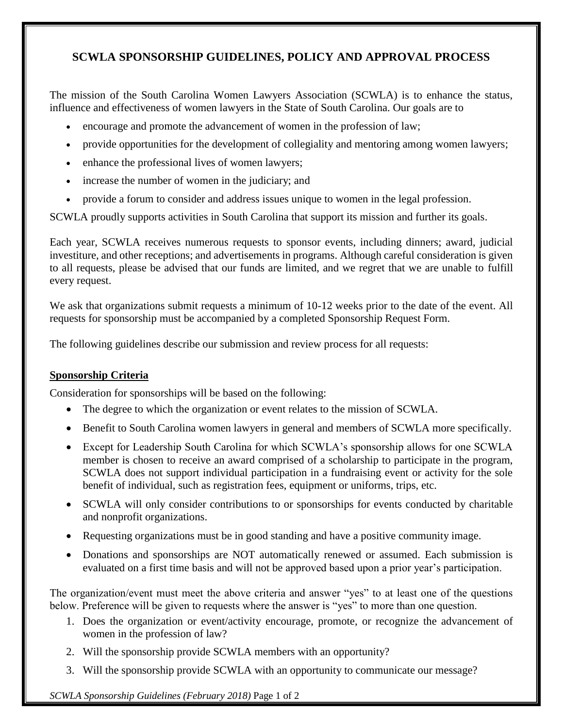# SCWLA SPONSORSHIP GUIDELINES, POLICY AND APPROVAL PROCESS

The mission of the South Carolina Women Lawyers Association (SCWLA) is to enhance the status, influence and effectiveness of women lawyers in the State of South Carolina. Our goals are to

- encourage and promote the advancement of women in the profession of law;
- provide opportunities for the development of collegiality and mentoring among women lawyers;
- enhance the professional lives of women lawyers;
- increase the number of women in the judiciary; and
- provide a forum to consider and address issues unique to women in the legal profession.

SCWLA proudly supports activities in South Carolina that support its mission and further its goals.

Each year, SCWLA receives numerous requests to sponsor events, including dinners; award, judicial investiture, and other receptions; and advertisements in programs. Although careful consideration is given to all requests, please be advised that our funds are limited, and we regret that we are unable to fulfill every request.

We ask that organizations submit requests a minimum of 10-12 weeks prior to the date of the event. All requests for sponsorship must be accompanied by a completed Sponsorship Request Form.

The following guidelines describe our submission and review process for all requests:

## Sponsorship Criteria

Consideration for sponsorships will be based on the following:

- The degree to which the organization or event relates to the mission of SCWLA.
- Benefit to South Carolina women lawyers in general and members of SCWLA more specifically.
- Except for Leadership South Carolina for which SCWLA's sponsorship allows for one SCWLA member is chosen to receive an award comprised of a scholarship to participate in the program, SCWLA does not support individual participation in a fundraising event or activity for the sole benefit of individual, such as registration fees, equipment or uniforms, trips, etc.
- SCWLA will only consider contributions to or sponsorships for events conducted by charitable and nonprofit organizations.
- Requesting organizations must be in good standing and have a positive community image.
- Donations and sponsorships are NOT automatically renewed or assumed. Each submission is evaluated on a first time basis and will not be approved based upon a prior year's participation.

The organization/event must meet the above criteria and answer "yes" to at least one of the questions below. Preference will be given to requests where the answer is "yes" to more than one question.

1. Does the organization or event/activity encourage, promote, or recognize the advancement of women in the profession of law?
2. Will the sponsorship provide SCWLA members with an opportunity?
3. Will the sponsorship provide SCWLA with an opportunity to communicate our message?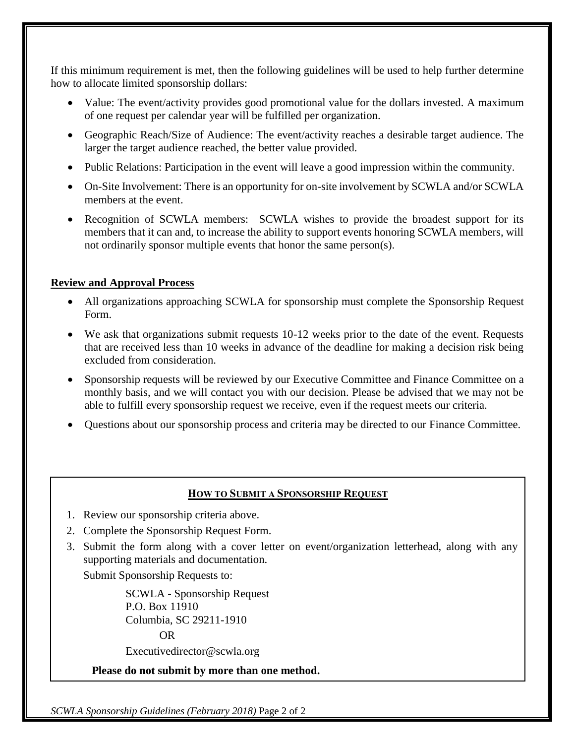If this minimum requirement is met, then the following guidelines will be used to help further determine how to allocate limited sponsorship dollars:

- Value: The event/activity provides good promotional value for the dollars invested. A maximum of one request per calendar year will be fulfilled per organization.
- Geographic Reach/Size of Audience: The event/activity reaches a desirable target audience. The larger the target audience reached, the better value provided.
- Public Relations: Participation in the event will leave a good impression within the community.
- On-Site Involvement: There is an opportunity for on-site involvement by SCWLA and/or SCWLA members at the event.
- Recognition of SCWLA members: SCWLA wishes to provide the broadest support for its members that it can and, to increase the ability to support events honoring SCWLA members, will not ordinarily sponsor multiple events that honor the same person(s).

## Review and Approval Process

- All organizations approaching SCWLA for sponsorship must complete the Sponsorship Request Form.
- We ask that organizations submit requests 10-12 weeks prior to the date of the event. Requests that are received less than 10 weeks in advance of the deadline for making a decision risk being excluded from consideration.
- Sponsorship requests will be reviewed by our Executive Committee and Finance Committee on a monthly basis, and we will contact you with our decision. Please be advised that we may not be able to fulfill every sponsorship request we receive, even if the request meets our criteria.
- Questions about our sponsorship process and criteria may be directed to our Finance Committee.

### How to Submit a Sponsorship Request

1. Review our sponsorship criteria above.
2. Complete the Sponsorship Request Form.
3. Submit the form along with a cover letter on event/organization letterhead, along with any supporting materials and documentation.

   Submit Sponsorship Requests to:

   SCWLA - Sponsorship Request
   P.O. Box 11910
   Columbia, SC 29211-1910

   OR

   Executivedirector@scwla.org

**Please do not submit by more than one method.**